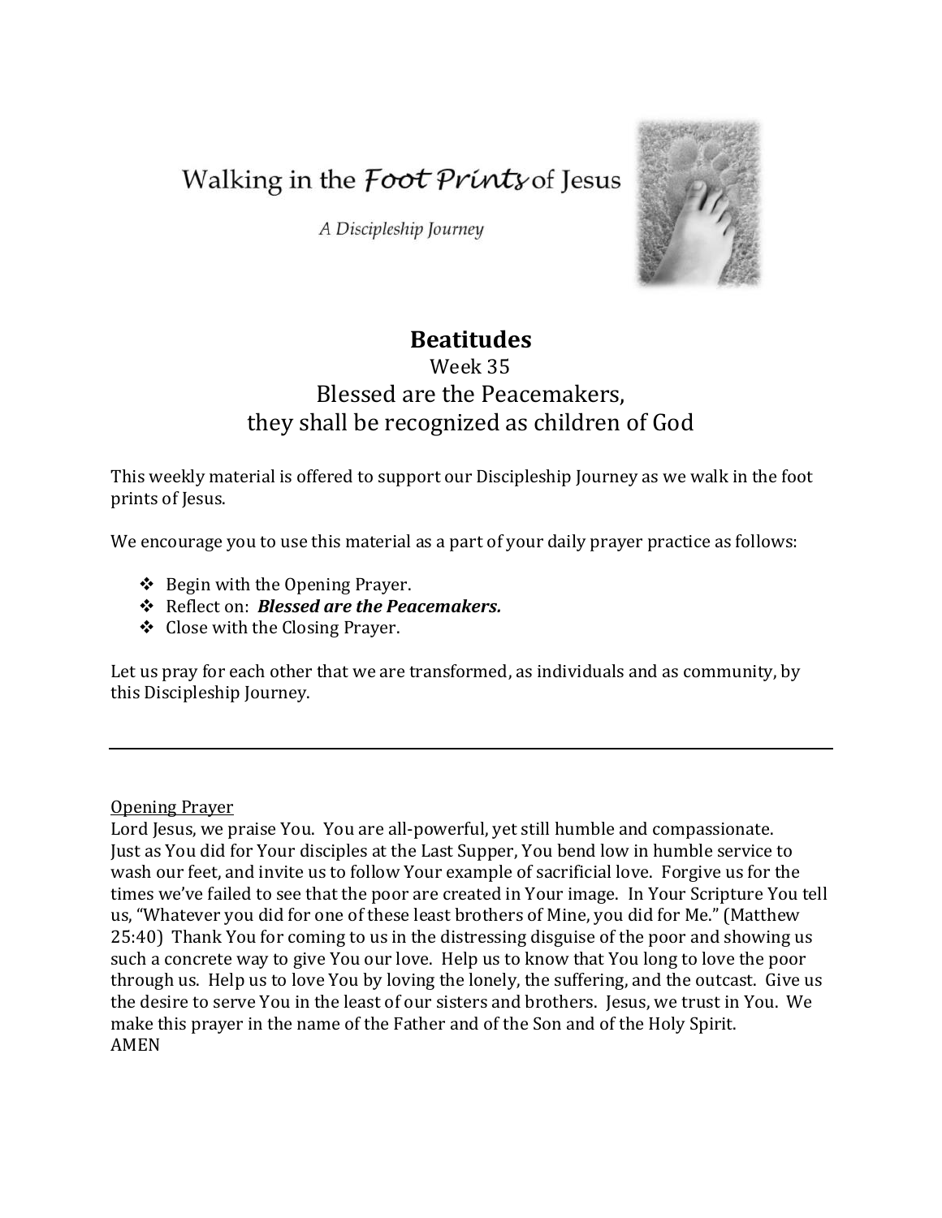# Walking in the *Foot Prints* of Jesus

*A Discipleship Journey*

## Beatitudes

Week 35

Blessed are the Peacemakers,
they shall be recognized as children of God

This weekly material is offered to support our Discipleship Journey as we walk in the foot prints of Jesus.

We encourage you to use this material as a part of your daily prayer practice as follows:

- Begin with the Opening Prayer.
- Reflect on: ***Blessed are the Peacemakers.***
- Close with the Closing Prayer.

Let us pray for each other that we are transformed, as individuals and as community, by this Discipleship Journey.

---

Opening Prayer

Lord Jesus, we praise You. You are all-powerful, yet still humble and compassionate. Just as You did for Your disciples at the Last Supper, You bend low in humble service to wash our feet, and invite us to follow Your example of sacrificial love. Forgive us for the times we've failed to see that the poor are created in Your image. In Your Scripture You tell us, "Whatever you did for one of these least brothers of Mine, you did for Me." (Matthew 25:40) Thank You for coming to us in the distressing disguise of the poor and showing us such a concrete way to give You our love. Help us to know that You long to love the poor through us. Help us to love You by loving the lonely, the suffering, and the outcast. Give us the desire to serve You in the least of our sisters and brothers. Jesus, we trust in You. We make this prayer in the name of the Father and of the Son and of the Holy Spirit.
AMEN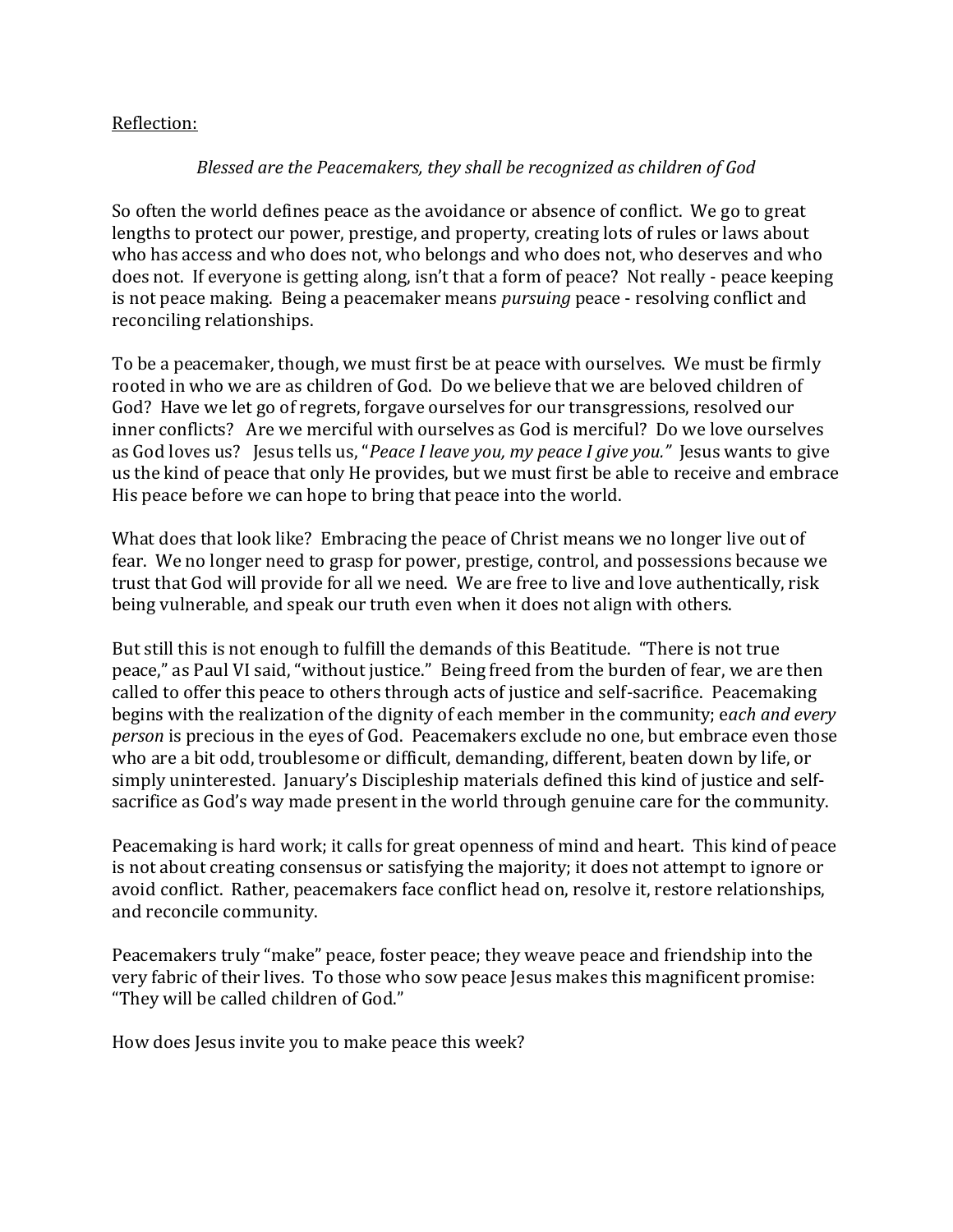Reflection:

*Blessed are the Peacemakers, they shall be recognized as children of God*

So often the world defines peace as the avoidance or absence of conflict. We go to great lengths to protect our power, prestige, and property, creating lots of rules or laws about who has access and who does not, who belongs and who does not, who deserves and who does not. If everyone is getting along, isn't that a form of peace? Not really - peace keeping is not peace making. Being a peacemaker means *pursuing* peace - resolving conflict and reconciling relationships.

To be a peacemaker, though, we must first be at peace with ourselves. We must be firmly rooted in who we are as children of God. Do we believe that we are beloved children of God? Have we let go of regrets, forgave ourselves for our transgressions, resolved our inner conflicts? Are we merciful with ourselves as God is merciful? Do we love ourselves as God loves us? Jesus tells us, "*Peace I leave you, my peace I give you.*" Jesus wants to give us the kind of peace that only He provides, but we must first be able to receive and embrace His peace before we can hope to bring that peace into the world.

What does that look like? Embracing the peace of Christ means we no longer live out of fear. We no longer need to grasp for power, prestige, control, and possessions because we trust that God will provide for all we need. We are free to live and love authentically, risk being vulnerable, and speak our truth even when it does not align with others.

But still this is not enough to fulfill the demands of this Beatitude. "There is not true peace," as Paul VI said, "without justice." Being freed from the burden of fear, we are then called to offer this peace to others through acts of justice and self-sacrifice. Peacemaking begins with the realization of the dignity of each member in the community; e*ach and every person* is precious in the eyes of God. Peacemakers exclude no one, but embrace even those who are a bit odd, troublesome or difficult, demanding, different, beaten down by life, or simply uninterested. January's Discipleship materials defined this kind of justice and self-sacrifice as God's way made present in the world through genuine care for the community.

Peacemaking is hard work; it calls for great openness of mind and heart. This kind of peace is not about creating consensus or satisfying the majority; it does not attempt to ignore or avoid conflict. Rather, peacemakers face conflict head on, resolve it, restore relationships, and reconcile community.

Peacemakers truly "make" peace, foster peace; they weave peace and friendship into the very fabric of their lives. To those who sow peace Jesus makes this magnificent promise: "They will be called children of God."

How does Jesus invite you to make peace this week?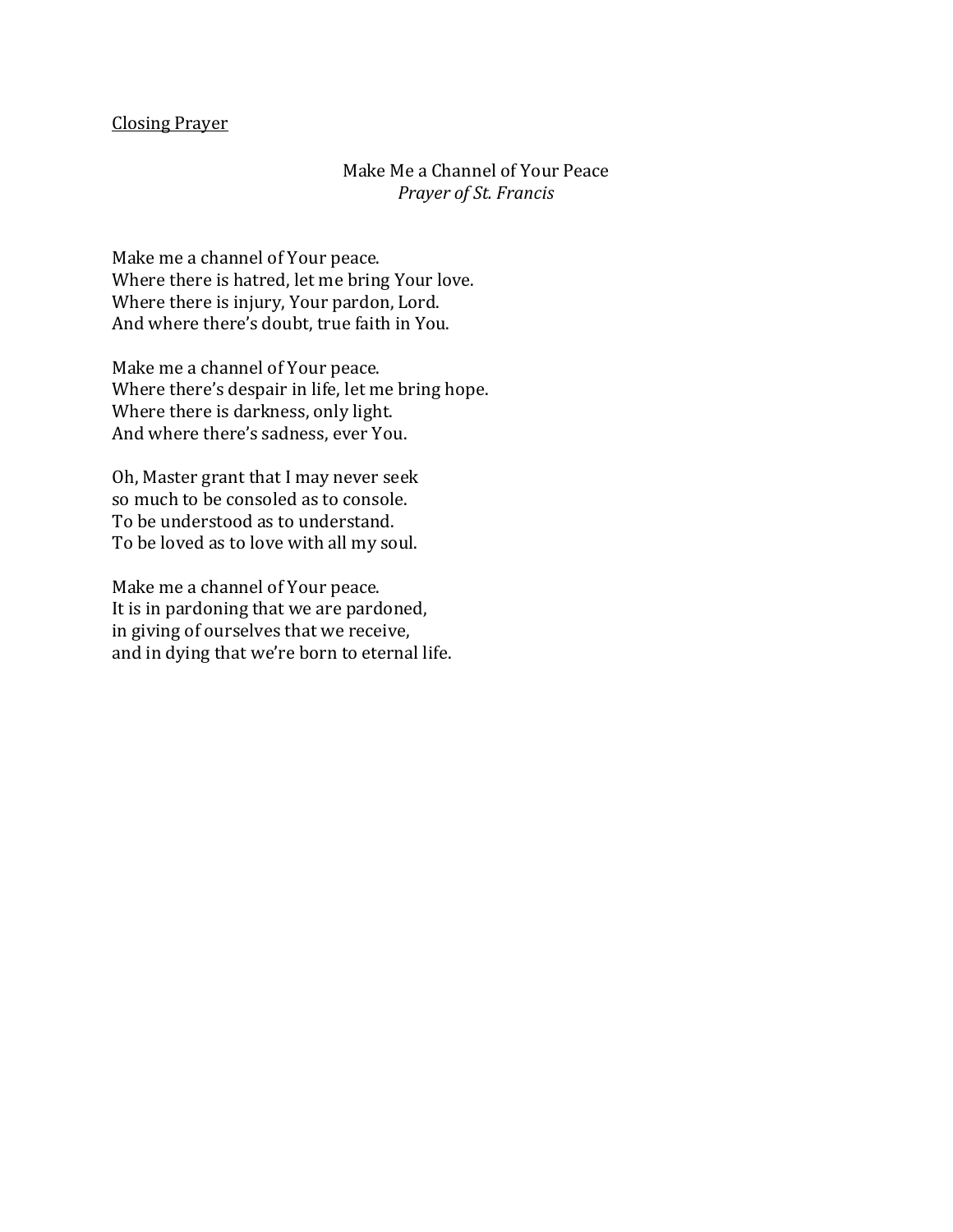Closing Prayer

Make Me a Channel of Your Peace
*Prayer of St. Francis*

Make me a channel of Your peace.
Where there is hatred, let me bring Your love.
Where there is injury, Your pardon, Lord.
And where there's doubt, true faith in You.

Make me a channel of Your peace.
Where there's despair in life, let me bring hope.
Where there is darkness, only light.
And where there's sadness, ever You.

Oh, Master grant that I may never seek
so much to be consoled as to console.
To be understood as to understand.
To be loved as to love with all my soul.

Make me a channel of Your peace.
It is in pardoning that we are pardoned,
in giving of ourselves that we receive,
and in dying that we're born to eternal life.